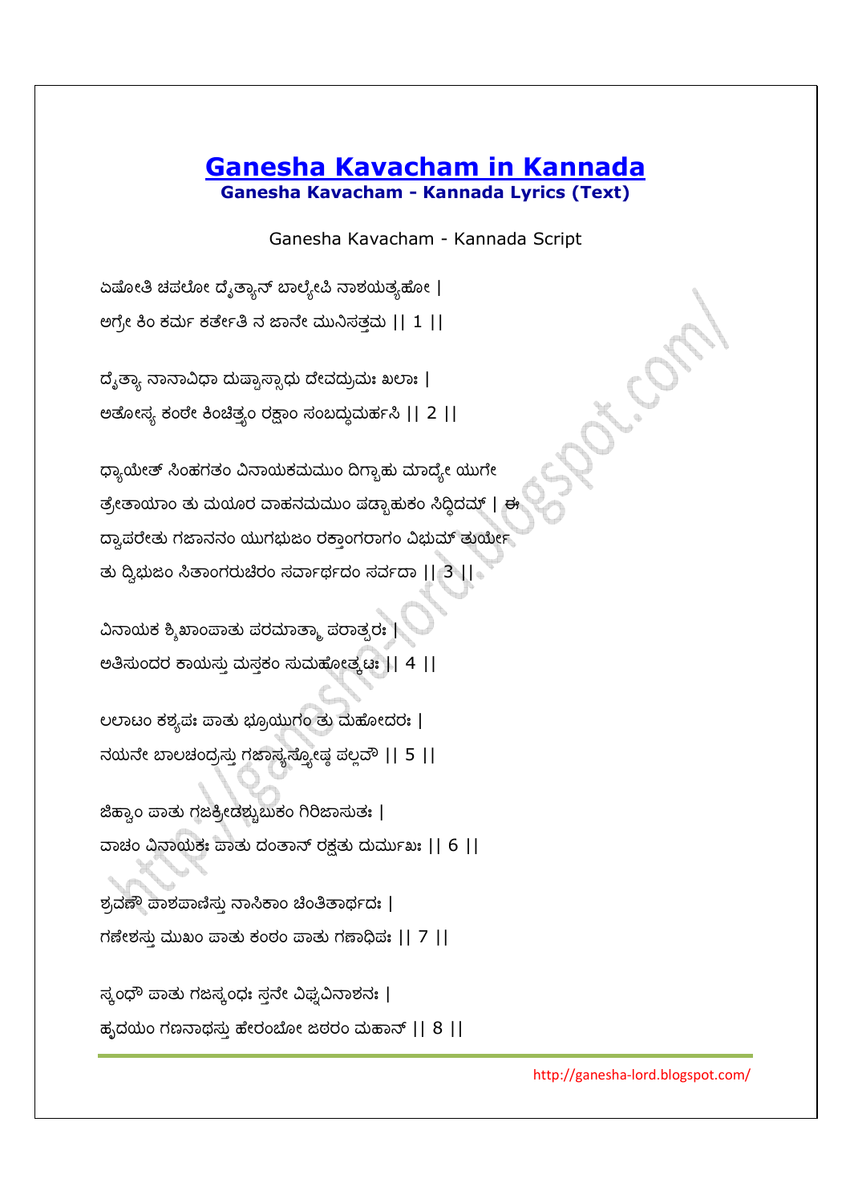# Ganesha Kavacham in Kannada

**Ganesha Kavacham - Kannada Lyrics (Text)**

Ganesha Kavacham - Kannada Script

ಏಷೋತಿ ಚಪಲೋ ದೈತ್ಯಾನ್ ಬಾಲ್ಯೇಪಿ ನಾಶಯತ್ಯಹೋ |
ಅಗ್ರೇ ಕಿಂ ಕರ್ಮ ಕರ್ತೇತಿ ನ ಜಾನೇ ಮುನಿಸತ್ತಮ || 1 ||

ದೈತ್ಯಾ ನಾನಾವಿಧಾ ದುಷ್ಟಾಸ್ಸಾಧು ದೇವದ್ರುಮಃ ಖಲಾಃ |
ಅತೋಽಸ್ಯ ಕಂಠೇ ಕಿಂಚಿತ್ತ್ಯಂ ರಕ್ಷಾಂ ಸಂಬದ್ಧುಮರ್ಹಸಿ || 2 ||

ಧ್ಯಾಯೇತ್ ಸಿಂಹಗತಂ ವಿನಾಯಕಮಮುಂ ದಿಗ್ಬಾಹು ಮಾದ್ಯೇ ಯುಗೇ
ತ್ರೇತಾಯಾಂ ತು ಮಯೂರ ವಾಹನಮಮುಂ ಷಡ್ಬಾಹುಕಂ ಸಿದ್ಧಿದಮ್ | ಈ
ದ್ವಾಪರೇತು ಗಜಾನನಂ ಯುಗಭುಜಂ ರಕ್ತಾಂಗರಾಗಂ ವಿಭುಮ್ ತುರ್ಯೇ
ತು ದ್ವಿಭುಜಂ ಸಿತಾಂಗರುಚಿರಂ ಸರ್ವಾರ್ಥದಂ ಸರ್ವದಾ || 3 ||

ವಿನಾಯಕ ಶ್ಶಿಖಾಂಪಾತು ಪರಮಾತ್ಮಾ ಪರಾತ್ಪರಃ |
ಅತಿಸುಂದರ ಕಾಯಸ್ತು ಮಸ್ತಕಂ ಸುಮಹೋತ್ಕಟಃ || 4 ||

ಲಲಾಟಂ ಕಶ್ಯಪಃ ಪಾತು ಭ್ರೂಯುಗಂ ತು ಮಹೋದರಃ |
ನಯನೇ ಬಾಲಚಂದ್ರಸ್ತು ಗಜಾಸ್ಯಸ್ತ್ವೋಷ್ಠ ಪಲ್ಲವೌ || 5 ||

ಜಿಹ್ವಾಂ ಪಾತು ಗಜಕ್ರೀಡಶ್ಚುಬುಕಂ ಗಿರಿಜಾಸುತಃ |
ವಾಚಂ ವಿನಾಯಕಃ ಪಾತು ದಂತಾನ್ ರಕ್ಷತು ದುರ್ಮುಖಃ || 6 ||

ಶ್ರವಣೌ ಪಾಶಪಾಣಿಸ್ತು ನಾಸಿಕಾಂ ಚಿಂತಿತಾರ್ಥದಃ |
ಗಣೇಶಸ್ತು ಮುಖಂ ಪಾತು ಕಂಠಂ ಪಾತು ಗಣಾಧಿಪಃ || 7 ||

ಸ್ಕಂಧೌ ಪಾತು ಗಜಸ್ಕಂಧಃ ಸ್ತನೇ ವಿಘ್ನವಿನಾಶನಃ |
ಹೃದಯಂ ಗಣನಾಥಸ್ತು ಹೇರಂಬೋ ಜಠರಂ ಮಹಾನ್ || 8 ||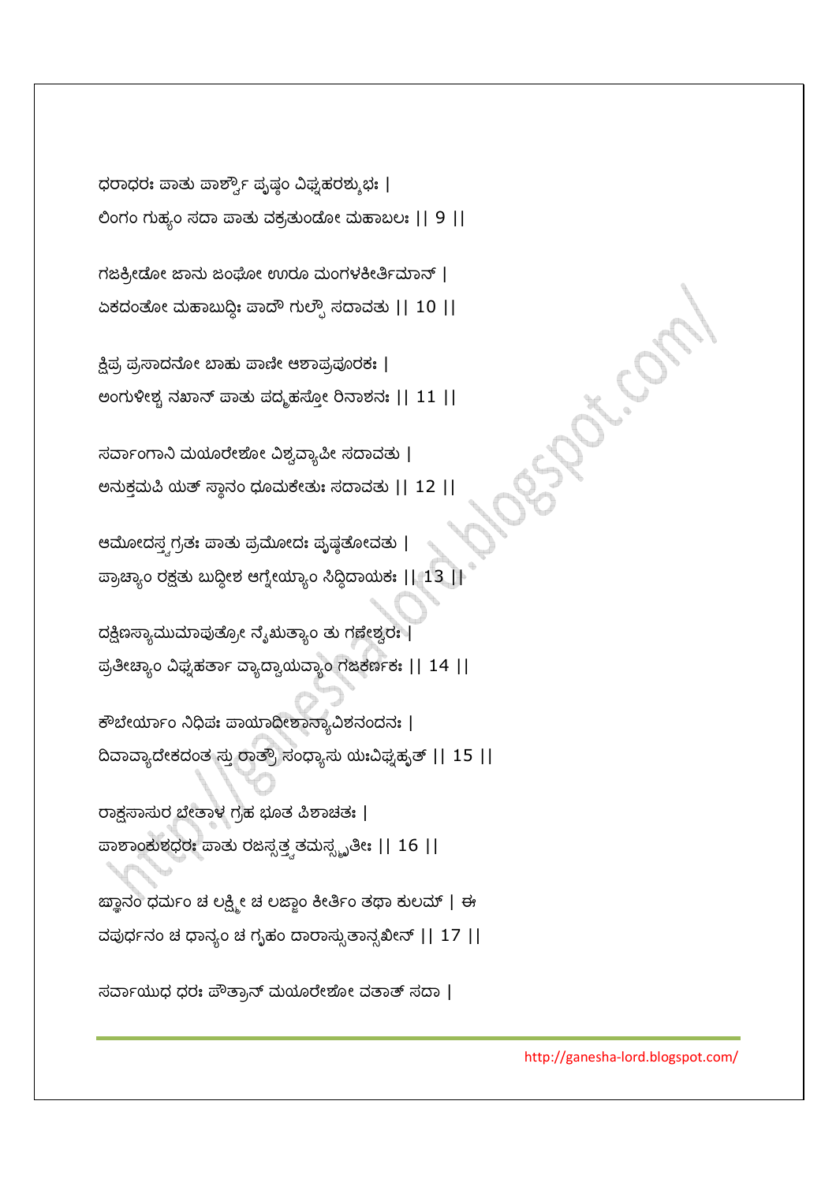ಧರಾಧರಃ ಪಾತು ಪಾರ್ಶ್ವೌ ಪೃಷ್ಠಂ ವಿಘ್ನಹರಶ್ಶುಭಃ |
ಲಿಂಗಂ ಗುಹ್ಯಂ ಸದಾ ಪಾತು ವಕ್ರತುಂಡೋ ಮಹಾಬಲಃ || 9 ||

ಗಜಕ್ರೀಡೋ ಜಾನು ಜಂಘೋ ಊರೂ ಮಂಗಳಕೀರ್ತಿಮಾನ್ |
ಏಕದಂತೋ ಮಹಾಬುದ್ಧಿಃ ಪಾದೌ ಗುಲ್ಫೌ ಸದಾವತು || 10 ||

ಕ್ಷಿಪ್ರ ಪ್ರಸಾದನೋ ಬಾಹು ಪಾಣೀ ಆಶಾಪ್ರಪೂರಕಃ |
ಅಂಗುಳೀಶ್ಚ ನಖಾನ್ ಪಾತು ಪದ್ಮಹಸ್ತೋ ರಿನಾಶನಃ || 11 ||

ಸರ್ವಾಂಗಾನಿ ಮಯೂರೇಶೋ ವಿಶ್ವವ್ಯಾಪೀ ಸದಾವತು |
ಅನುಕ್ತಮಪಿ ಯತ್ ಸ್ಥಾನಂ ಧೂಮಕೇತುಃ ಸದಾವತು || 12 ||

ಆಮೋದಸ್ತ್ವಗ್ರತಃ ಪಾತು ಪ್ರಮೋದಃ ಪೃಷ್ಠತೋವತು |
ಪ್ರಾಚ್ಯಾಂ ರಕ್ಷತು ಬುದ್ಧೀಶ ಆಗ್ನೇಯ್ಯಾಂ ಸಿದ್ಧಿದಾಯಕಃ || 13 ||

ದಕ್ಷಿಣಸ್ಯಾಮುಮಾಪುತ್ರೋ ನೈಋತ್ಯಾಂ ತು ಗಣೇಶ್ವರಃ |
ಪ್ರತೀಚ್ಯಾಂ ವಿಘ್ನಹರ್ತಾ ವ್ಯಾದ್ವಾಯವ್ಯಾಂ ಗಜಕರ್ಣಕಃ || 14 ||

ಕೌಬೇರ್ಯಾಂ ನಿಧಿಪಃ ಪಾಯಾದೀಶಾನ್ಯಾವಿಶನಂದನಃ |
ದಿವಾವ್ಯಾದೇಕದಂತ ಸ್ತು ರಾತ್ರೌ ಸಂಧ್ಯಾಸು ಯಃವಿಘ್ನಹೃತ್ || 15 ||

ರಾಕ್ಷಸಾಸುರ ಬೇತಾಳ ಗ್ರಹ ಭೂತ ಪಿಶಾಚತಃ |
ಪಾಶಾಂಕುಶಧರಃ ಪಾತು ರಜಸ್ಸತ್ತ್ವತಮಸ್ಸ್ಮೃತೀಃ || 16 ||

ಜ್ಞಾನಂ ಧರ್ಮಂ ಚ ಲಕ್ಷ್ಮೀ ಚ ಲಜ್ಜಾಂ ಕೀರ್ತಿಂ ತಥಾ ಕುಲಮ್ | ಈ
ವಪುರ್ಧನಂ ಚ ಧಾನ್ಯಂ ಚ ಗೃಹಂ ದಾರಾಸ್ಸುತಾನ್ಸಖೀನ್ || 17 ||

ಸರ್ವಾಯುಧ ಧರಃ ಪೌತ್ರಾನ್ ಮಯೂರೇಶೋ ವತಾತ್ ಸದಾ |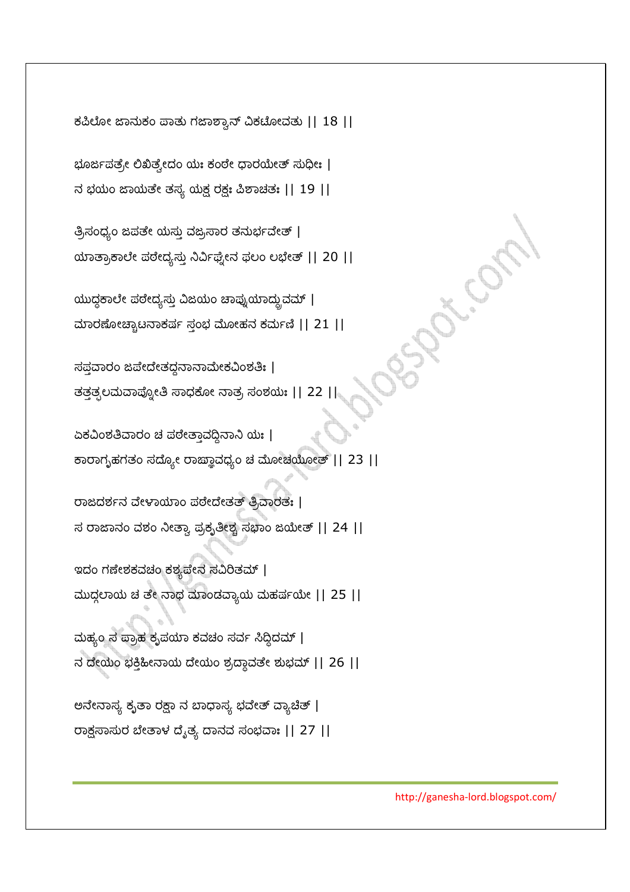ಕಪಿಲೋ ಜಾನುಕಂ ಪಾತು ಗಜಾಶ್ವಾನ್ ವಿಕಟೋವತು || 18 ||

ಭೂರ್ಜಪತ್ರೇ ಲಿಖಿತ್ವೇದಂ ಯಃ ಕಂಠೇ ಧಾರಯೇತ್ ಸುಧೀಃ |
ನ ಭಯಂ ಜಾಯತೇ ತಸ್ಯ ಯಕ್ಷ ರಕ್ಷಃ ಪಿಶಾಚತಃ || 19 ||

ತ್ರಿಸಂಧ್ಯಂ ಜಪತೇ ಯಸ್ತು ವಜ್ರಸಾರ ತನುರ್ಭವೇತ್ |
ಯಾತ್ರಾಕಾಲೇ ಪಠೇದ್ಯಸ್ತು ನಿರ್ವಿಘ್ನೇನ ಫಲಂ ಲಭೇತ್ || 20 ||

ಯುದ್ಧಕಾಲೇ ಪಠೇದ್ಯಸ್ತು ವಿಜಯಂ ಚಾಪ್ನುಯಾದ್ಧ್ರುವಮ್ |
ಮಾರಣೋಚ್ಚಾಟನಾಕರ್ಷ ಸ್ತಂಭ ಮೋಹನ ಕರ್ಮಣಿ || 21 ||

ಸಪ್ತವಾರಂ ಜಪೇದೇತದ್ದನಾನಾಮೇಕವಿಂಶತಿಃ |
ತತ್ತತ್ಫಲಮವಾಪ್ನೋತಿ ಸಾಧಕೋ ನಾತ್ರ ಸಂಶಯಃ || 22 ||

ಏಕವಿಂಶತಿವಾರಂ ಚ ಪಠೇತ್ತಾವದ್ದಿನಾನಿ ಯಃ |
ಕಾರಾಗೃಹಗತಂ ಸದ್ಯೋ ರಾಜ್ಞಾವಧ್ಯಂ ಚ ಮೋಚಯೋತ್ || 23 ||

ರಾಜದರ್ಶನ ವೇಳಾಯಾಂ ಪಠೇದೇತತ್ ತ್ರಿವಾರತಃ |
ಸ ರಾಜಾನಂ ವಶಂ ನೀತ್ವಾ ಪ್ರಕೃತೀಶ್ಚ ಸಭಾಂ ಜಯೇತ್ || 24 ||

ಇದಂ ಗಣೇಶಕವಚಂ ಕಶ್ಯಪೇನ ಸವಿರಿತಮ್ |
ಮುದ್ಗಲಾಯ ಚ ತೇ ನಾಥ ಮಾಂಡವ್ಯಾಯ ಮಹರ್ಷಯೇ || 25 ||

ಮಹ್ಯಂ ಸ ಪ್ರಾಹ ಕೃಪಯಾ ಕವಚಂ ಸರ್ವ ಸಿದ್ಧಿದಮ್ |
ನ ದೇಯಂ ಭಕ್ತಿಹೀನಾಯ ದೇಯಂ ಶ್ರದ್ಧಾವತೇ ಶುಭಮ್ || 26 ||

ಅನೇನಾಸ್ಯ ಕೃತಾ ರಕ್ಷಾ ನ ಬಾಧಾಸ್ಯ ಭವೇತ್ ವ್ಯಾಚಿತ್ |
ರಾಕ್ಷಸಾಸುರ ಬೇತಾಳ ದೈತ್ಯ ದಾನವ ಸಂಭವಾಃ || 27 ||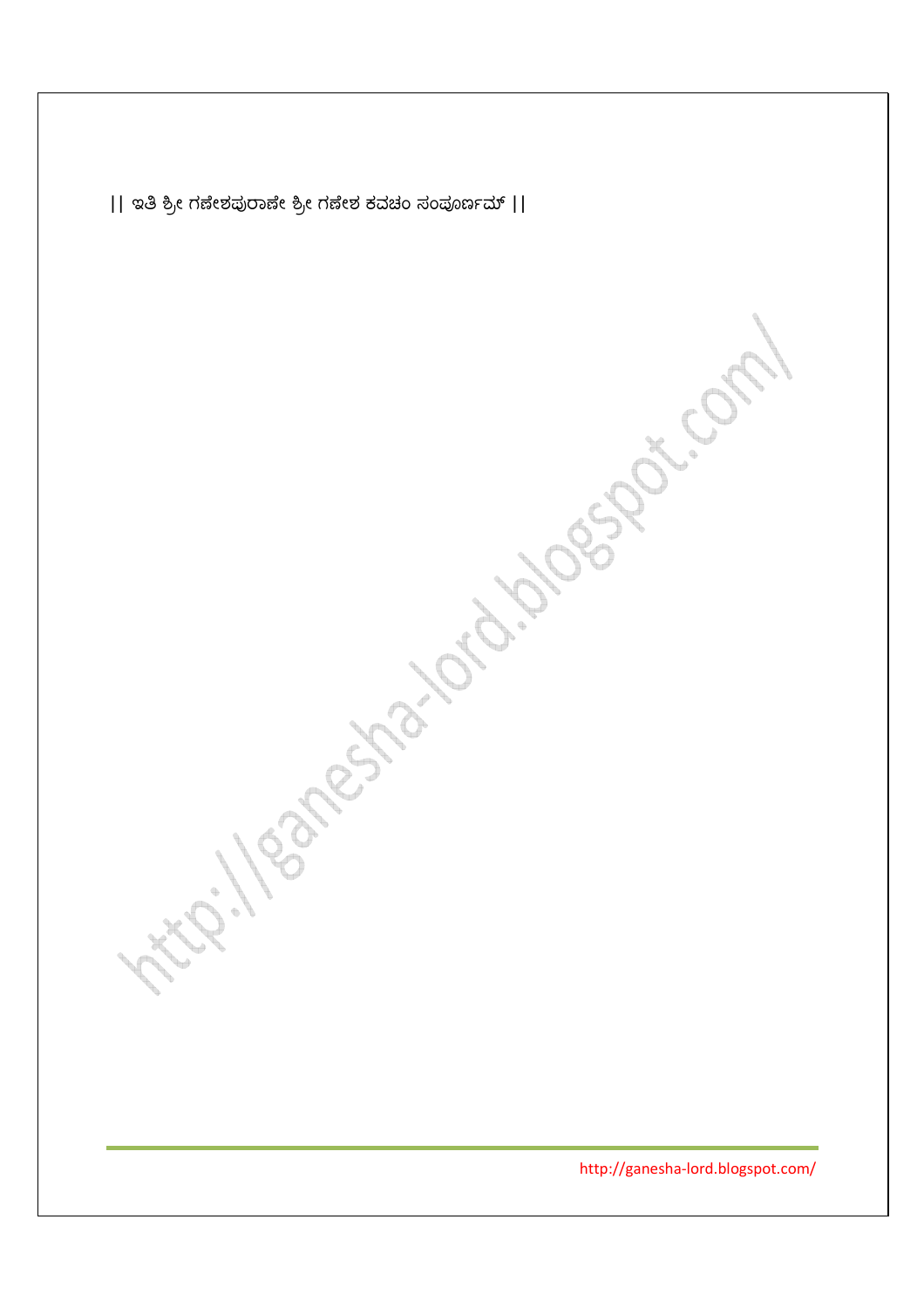|| ಇತಿ ಶ್ರೀ ಗಣೇಶಪುರಾಣೇ ಶ್ರೀ ಗಣೇಶ ಕವಚಂ ಸಂಪೂರ್ಣಮ್ ||